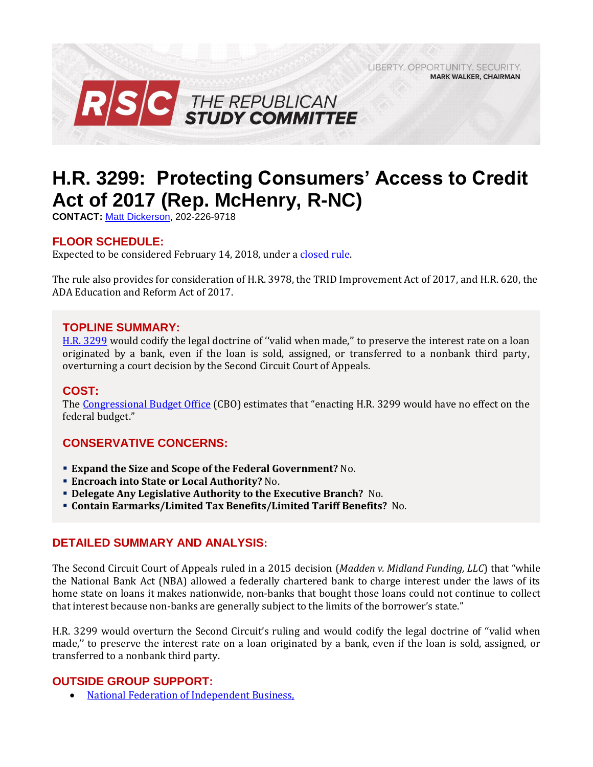LIBERTY. OPPORTUNITY. SECURITY.
**MARK WALKER, CHAIRMAN**

**RSC THE REPUBLICAN STUDY COMMITTEE**

# H.R. 3299: Protecting Consumers' Access to Credit Act of 2017 (Rep. McHenry, R-NC)

**CONTACT:** Matt Dickerson, 202-226-9718

## FLOOR SCHEDULE:

Expected to be considered February 14, 2018, under a closed rule.

The rule also provides for consideration of H.R. 3978, the TRID Improvement Act of 2017, and H.R. 620, the ADA Education and Reform Act of 2017.

## TOPLINE SUMMARY:

H.R. 3299 would codify the legal doctrine of ''valid when made,'' to preserve the interest rate on a loan originated by a bank, even if the loan is sold, assigned, or transferred to a nonbank third party, overturning a court decision by the Second Circuit Court of Appeals.

## COST:

The Congressional Budget Office (CBO) estimates that "enacting H.R. 3299 would have no effect on the federal budget."

## CONSERVATIVE CONCERNS:

- **Expand the Size and Scope of the Federal Government?** No.
- **Encroach into State or Local Authority?** No.
- **Delegate Any Legislative Authority to the Executive Branch?** No.
- **Contain Earmarks/Limited Tax Benefits/Limited Tariff Benefits?** No.

## DETAILED SUMMARY AND ANALYSIS:

The Second Circuit Court of Appeals ruled in a 2015 decision (*Madden v. Midland Funding, LLC*) that "while the National Bank Act (NBA) allowed a federally chartered bank to charge interest under the laws of its home state on loans it makes nationwide, non-banks that bought those loans could not continue to collect that interest because non-banks are generally subject to the limits of the borrower's state."

H.R. 3299 would overturn the Second Circuit's ruling and would codify the legal doctrine of ''valid when made,'' to preserve the interest rate on a loan originated by a bank, even if the loan is sold, assigned, or transferred to a nonbank third party.

## OUTSIDE GROUP SUPPORT:

- National Federation of Independent Business,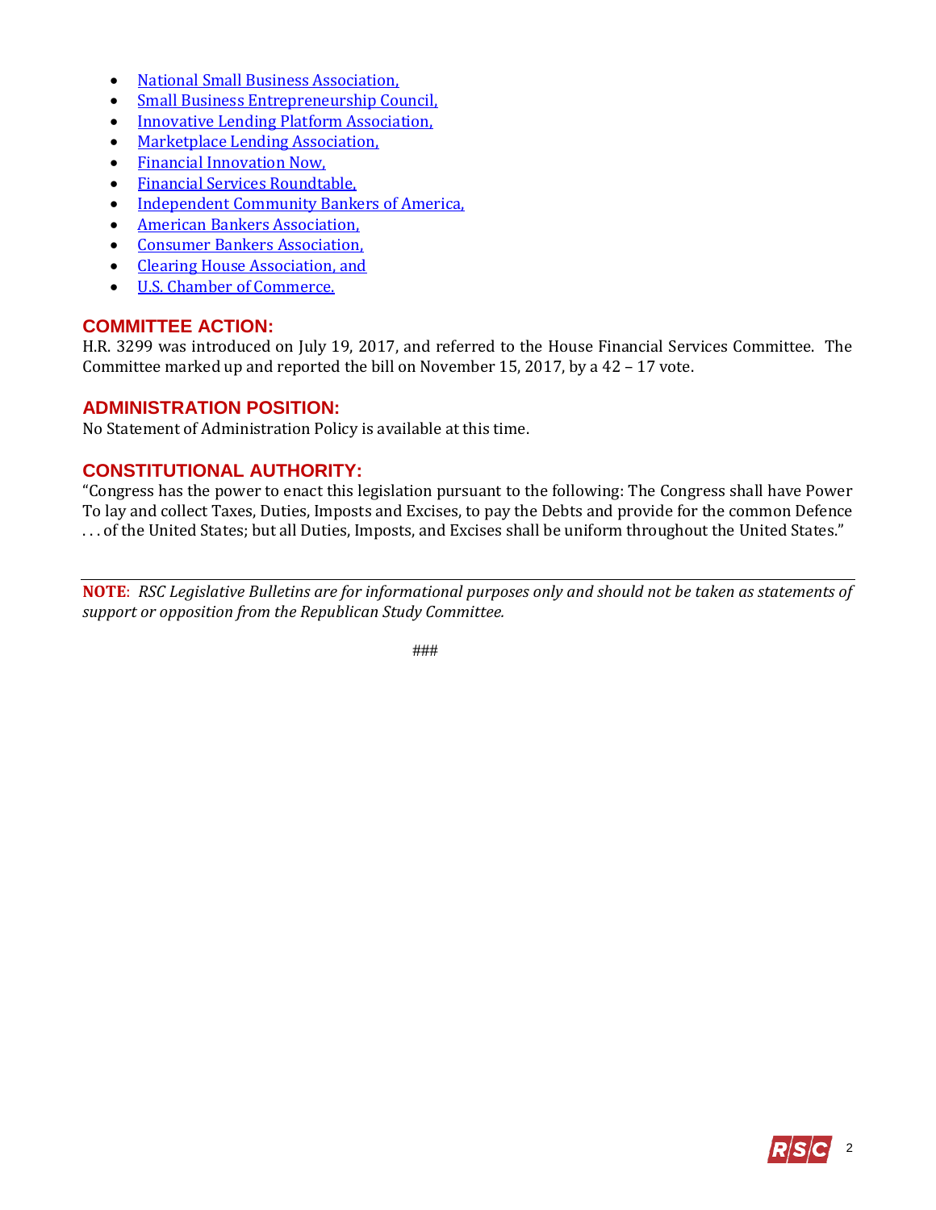- National Small Business Association,
- Small Business Entrepreneurship Council,
- Innovative Lending Platform Association,
- Marketplace Lending Association,
- Financial Innovation Now,
- Financial Services Roundtable,
- Independent Community Bankers of America,
- American Bankers Association,
- Consumer Bankers Association,
- Clearing House Association, and
- U.S. Chamber of Commerce.

## COMMITTEE ACTION:

H.R. 3299 was introduced on July 19, 2017, and referred to the House Financial Services Committee. The Committee marked up and reported the bill on November 15, 2017, by a 42 – 17 vote.

## ADMINISTRATION POSITION:

No Statement of Administration Policy is available at this time.

## CONSTITUTIONAL AUTHORITY:

"Congress has the power to enact this legislation pursuant to the following: The Congress shall have Power To lay and collect Taxes, Duties, Imposts and Excises, to pay the Debts and provide for the common Defence . . . of the United States; but all Duties, Imposts, and Excises shall be uniform throughout the United States."

---

**NOTE**: *RSC Legislative Bulletins are for informational purposes only and should not be taken as statements of support or opposition from the Republican Study Committee.*

###